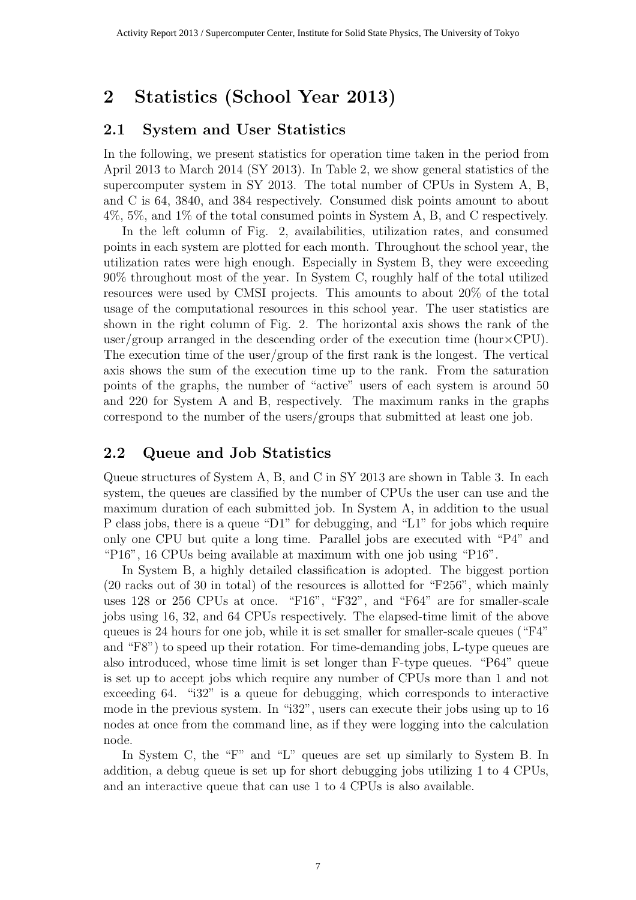# 2 Statistics (School Year 2013)

## 2.1 System and User Statistics

In the following, we present statistics for operation time taken in the period from April 2013 to March 2014 (SY 2013). In Table 2, we show general statistics of the supercomputer system in SY 2013. The total number of CPUs in System A, B, and C is 64, 3840, and 384 respectively. Consumed disk points amount to about 4%, 5%, and 1% of the total consumed points in System A, B, and C respectively.

In the left column of Fig. 2, availabilities, utilization rates, and consumed points in each system are plotted for each month. Throughout the school year, the utilization rates were high enough. Especially in System B, they were exceeding 90% throughout most of the year. In System C, roughly half of the total utilized resources were used by CMSI projects. This amounts to about 20% of the total usage of the computational resources in this school year. The user statistics are shown in the right column of Fig. 2. The horizontal axis shows the rank of the user/group arranged in the descending order of the execution time (hour$\times$CPU). The execution time of the user/group of the first rank is the longest. The vertical axis shows the sum of the execution time up to the rank. From the saturation points of the graphs, the number of "active" users of each system is around 50 and 220 for System A and B, respectively. The maximum ranks in the graphs correspond to the number of the users/groups that submitted at least one job.

## 2.2 Queue and Job Statistics

Queue structures of System A, B, and C in SY 2013 are shown in Table 3. In each system, the queues are classified by the number of CPUs the user can use and the maximum duration of each submitted job. In System A, in addition to the usual P class jobs, there is a queue "D1" for debugging, and "L1" for jobs which require only one CPU but quite a long time. Parallel jobs are executed with "P4" and "P16", 16 CPUs being available at maximum with one job using "P16".

In System B, a highly detailed classification is adopted. The biggest portion (20 racks out of 30 in total) of the resources is allotted for "F256", which mainly uses 128 or 256 CPUs at once. "F16", "F32", and "F64" are for smaller-scale jobs using 16, 32, and 64 CPUs respectively. The elapsed-time limit of the above queues is 24 hours for one job, while it is set smaller for smaller-scale queues ("F4" and "F8") to speed up their rotation. For time-demanding jobs, L-type queues are also introduced, whose time limit is set longer than F-type queues. "P64" queue is set up to accept jobs which require any number of CPUs more than 1 and not exceeding 64. "i32" is a queue for debugging, which corresponds to interactive mode in the previous system. In "i32", users can execute their jobs using up to 16 nodes at once from the command line, as if they were logging into the calculation node.

In System C, the "F" and "L" queues are set up similarly to System B. In addition, a debug queue is set up for short debugging jobs utilizing 1 to 4 CPUs, and an interactive queue that can use 1 to 4 CPUs is also available.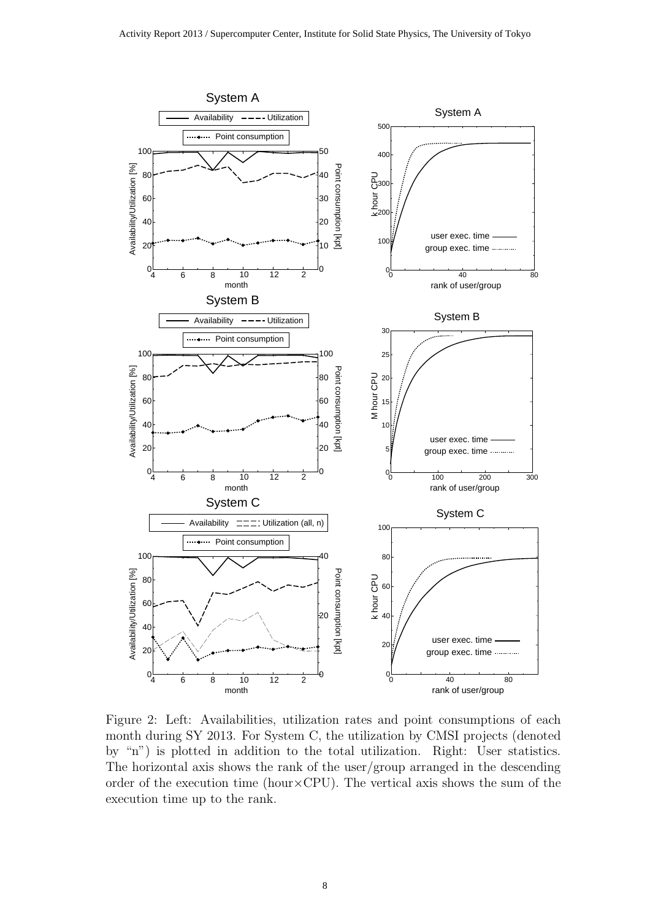Figure 2: Left: Availabilities, utilization rates and point consumptions of each month during SY 2013. For System C, the utilization by CMSI projects (denoted by "n") is plotted in addition to the total utilization. Right: User statistics. The horizontal axis shows the rank of the user/group arranged in the descending order of the execution time (hour×CPU). The vertical axis shows the sum of the execution time up to the rank.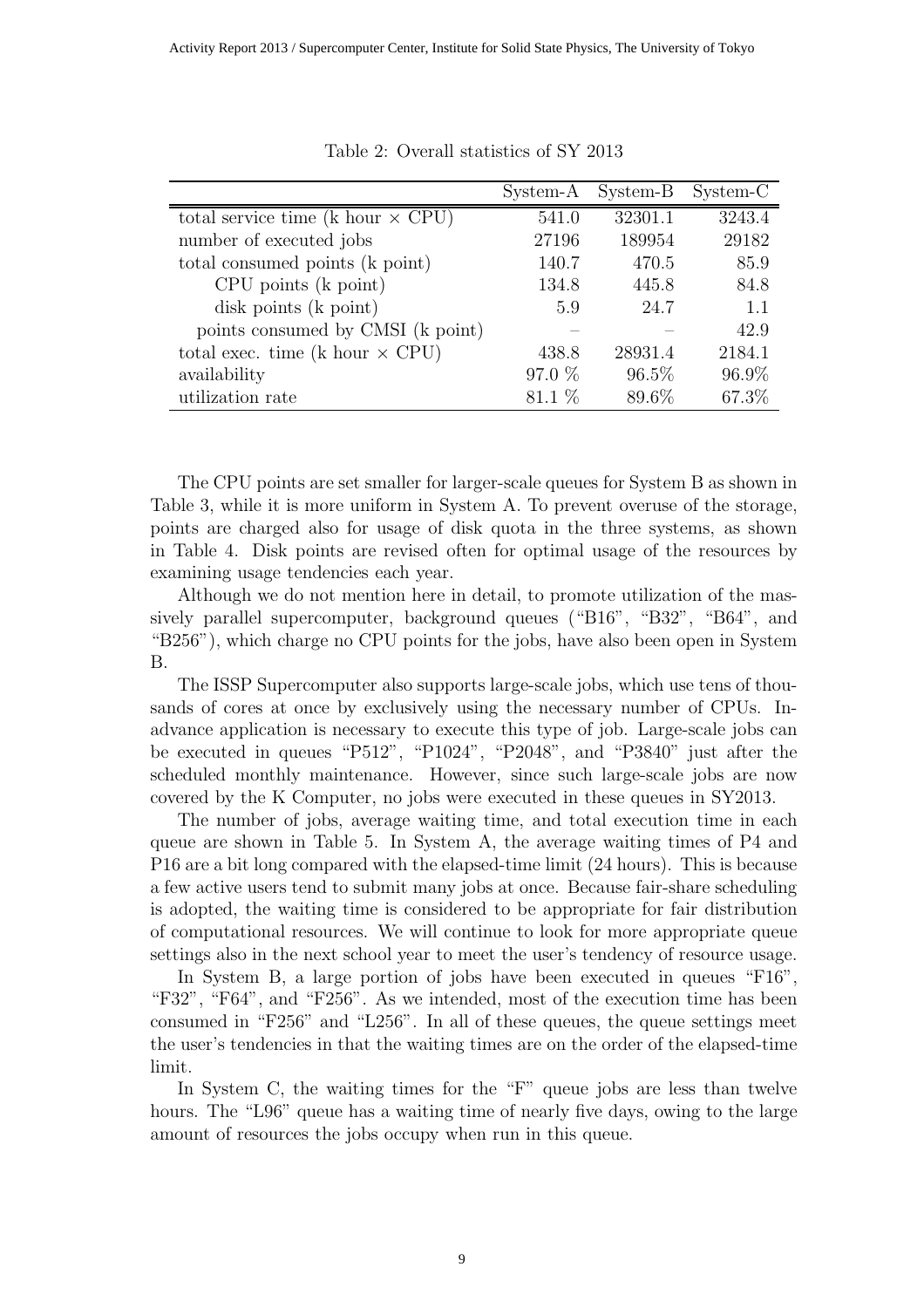Table 2: Overall statistics of SY 2013

| | System-A | System-B | System-C |
|---|---|---|---|
| total service time (k hour × CPU) | 541.0 | 32301.1 | 3243.4 |
| number of executed jobs | 27196 | 189954 | 29182 |
| total consumed points (k point) | 140.7 | 470.5 | 85.9 |
| CPU points (k point) | 134.8 | 445.8 | 84.8 |
| disk points (k point) | 5.9 | 24.7 | 1.1 |
| points consumed by CMSI (k point) | – | – | 42.9 |
| total exec. time (k hour × CPU) | 438.8 | 28931.4 | 2184.1 |
| availability | 97.0 % | 96.5% | 96.9% |
| utilization rate | 81.1 % | 89.6% | 67.3% |

The CPU points are set smaller for larger-scale queues for System B as shown in Table 3, while it is more uniform in System A. To prevent overuse of the storage, points are charged also for usage of disk quota in the three systems, as shown in Table 4. Disk points are revised often for optimal usage of the resources by examining usage tendencies each year.

Although we do not mention here in detail, to promote utilization of the massively parallel supercomputer, background queues ("B16", "B32", "B64", and "B256"), which charge no CPU points for the jobs, have also been open in System B.

The ISSP Supercomputer also supports large-scale jobs, which use tens of thousands of cores at once by exclusively using the necessary number of CPUs. In-advance application is necessary to execute this type of job. Large-scale jobs can be executed in queues "P512", "P1024", "P2048", and "P3840" just after the scheduled monthly maintenance. However, since such large-scale jobs are now covered by the K Computer, no jobs were executed in these queues in SY2013.

The number of jobs, average waiting time, and total execution time in each queue are shown in Table 5. In System A, the average waiting times of P4 and P16 are a bit long compared with the elapsed-time limit (24 hours). This is because a few active users tend to submit many jobs at once. Because fair-share scheduling is adopted, the waiting time is considered to be appropriate for fair distribution of computational resources. We will continue to look for more appropriate queue settings also in the next school year to meet the user's tendency of resource usage.

In System B, a large portion of jobs have been executed in queues "F16", "F32", "F64", and "F256". As we intended, most of the execution time has been consumed in "F256" and "L256". In all of these queues, the queue settings meet the user's tendencies in that the waiting times are on the order of the elapsed-time limit.

In System C, the waiting times for the "F" queue jobs are less than twelve hours. The "L96" queue has a waiting time of nearly five days, owing to the large amount of resources the jobs occupy when run in this queue.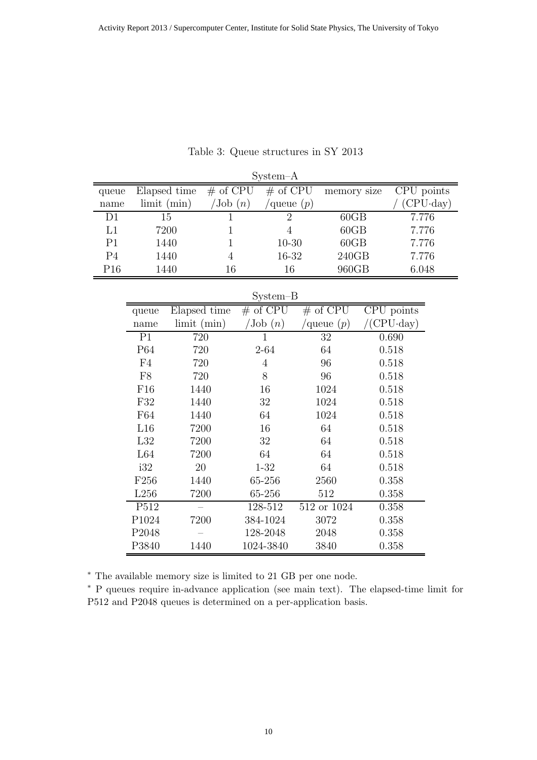Table 3: Queue structures in SY 2013

System–A

| queue name | Elapsed time limit (min) | # of CPU /Job ($n$) | # of CPU /queue ($p$) | memory size | CPU points / (CPU·day) |
|---|---|---|---|---|---|
| D1 | 15 | 1 | 2 | 60GB | 7.776 |
| L1 | 7200 | 1 | 4 | 60GB | 7.776 |
| P1 | 1440 | 1 | 10-30 | 60GB | 7.776 |
| P4 | 1440 | 4 | 16-32 | 240GB | 7.776 |
| P16 | 1440 | 16 | 16 | 960GB | 6.048 |

System–B

| queue name | Elapsed time limit (min) | # of CPU /Job ($n$) | # of CPU /queue ($p$) | CPU points /(CPU·day) |
|---|---|---|---|---|
| P1 | 720 | 1 | 32 | 0.690 |
| P64 | 720 | 2-64 | 64 | 0.518 |
| F4 | 720 | 4 | 96 | 0.518 |
| F8 | 720 | 8 | 96 | 0.518 |
| F16 | 1440 | 16 | 1024 | 0.518 |
| F32 | 1440 | 32 | 1024 | 0.518 |
| F64 | 1440 | 64 | 1024 | 0.518 |
| L16 | 7200 | 16 | 64 | 0.518 |
| L32 | 7200 | 32 | 64 | 0.518 |
| L64 | 7200 | 64 | 64 | 0.518 |
| i32 | 20 | 1-32 | 64 | 0.518 |
| F256 | 1440 | 65-256 | 2560 | 0.358 |
| L256 | 7200 | 65-256 | 512 | 0.358 |
| P512 | – | 128-512 | 512 or 1024 | 0.358 |
| P1024 | 7200 | 384-1024 | 3072 | 0.358 |
| P2048 | – | 128-2048 | 2048 | 0.358 |
| P3840 | 1440 | 1024-3840 | 3840 | 0.358 |

* The available memory size is limited to 21 GB per one node.

* P queues require in-advance application (see main text). The elapsed-time limit for P512 and P2048 queues is determined on a per-application basis.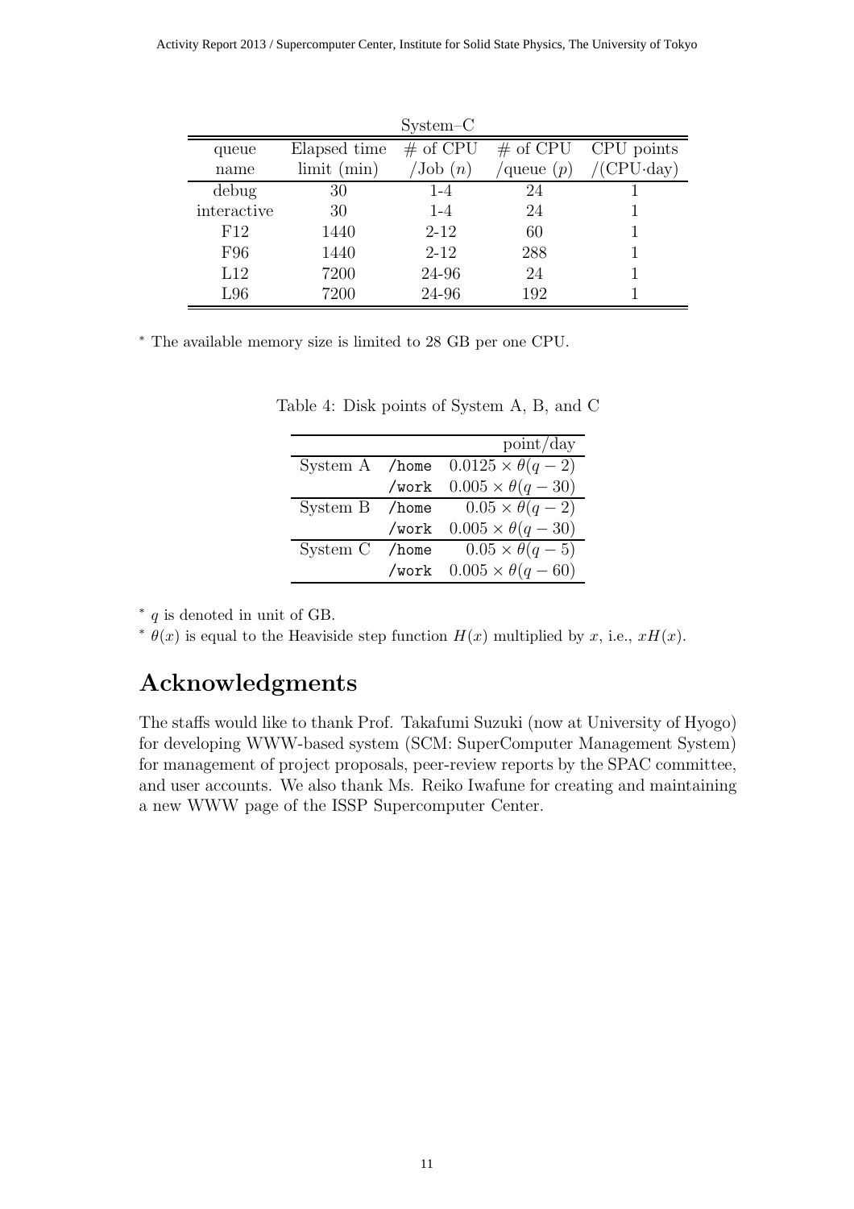System–C

| queue name | Elapsed time limit (min) | # of CPU /Job ($n$) | # of CPU /queue ($p$) | CPU points /(CPU·day) |
|---|---|---|---|---|
| debug | 30 | 1-4 | 24 | 1 |
| interactive | 30 | 1-4 | 24 | 1 |
| F12 | 1440 | 2-12 | 60 | 1 |
| F96 | 1440 | 2-12 | 288 | 1 |
| L12 | 7200 | 24-96 | 24 | 1 |
| L96 | 7200 | 24-96 | 192 | 1 |

* The available memory size is limited to 28 GB per one CPU.

Table 4: Disk points of System A, B, and C

| | | point/day |
|---|---|---|
| System A | /home | $0.0125 \times \theta(q-2)$ |
| | /work | $0.005 \times \theta(q-30)$ |
| System B | /home | $0.05 \times \theta(q-2)$ |
| | /work | $0.005 \times \theta(q-30)$ |
| System C | /home | $0.05 \times \theta(q-5)$ |
| | /work | $0.005 \times \theta(q-60)$ |

* $q$ is denoted in unit of GB.

* $\theta(x)$ is equal to the Heaviside step function $H(x)$ multiplied by $x$, i.e., $xH(x)$.

## Acknowledgments

The staffs would like to thank Prof. Takafumi Suzuki (now at University of Hyogo) for developing WWW-based system (SCM: SuperComputer Management System) for management of project proposals, peer-review reports by the SPAC committee, and user accounts. We also thank Ms. Reiko Iwafune for creating and maintaining a new WWW page of the ISSP Supercomputer Center.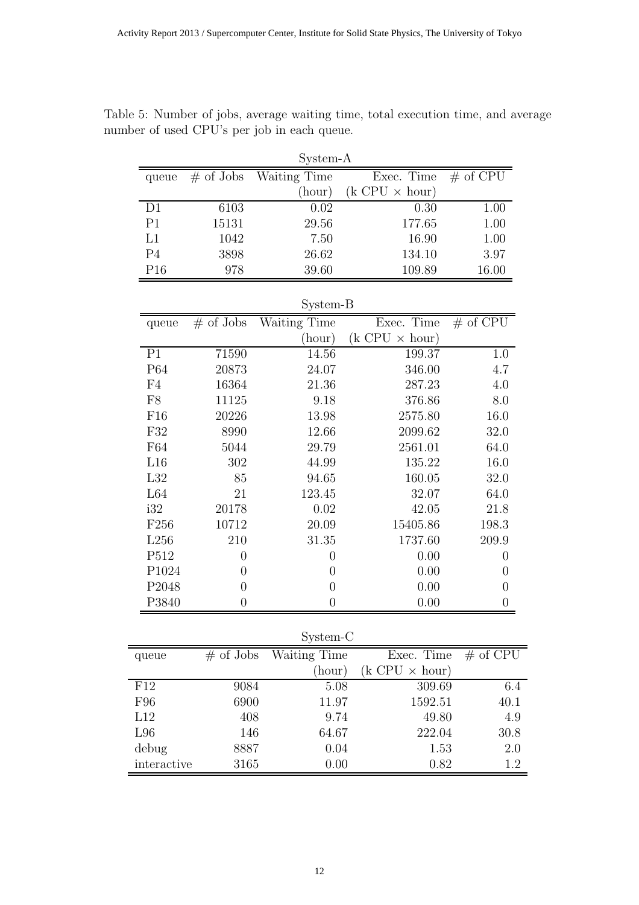Table 5: Number of jobs, average waiting time, total execution time, and average number of used CPU's per job in each queue.

System-A

| queue | # of Jobs | Waiting Time (hour) | Exec. Time (k CPU × hour) | # of CPU |
|---|---|---|---|---|
| D1 | 6103 | 0.02 | 0.30 | 1.00 |
| P1 | 15131 | 29.56 | 177.65 | 1.00 |
| L1 | 1042 | 7.50 | 16.90 | 1.00 |
| P4 | 3898 | 26.62 | 134.10 | 3.97 |
| P16 | 978 | 39.60 | 109.89 | 16.00 |

System-B

| queue | # of Jobs | Waiting Time (hour) | Exec. Time (k CPU × hour) | # of CPU |
|---|---|---|---|---|
| P1 | 71590 | 14.56 | 199.37 | 1.0 |
| P64 | 20873 | 24.07 | 346.00 | 4.7 |
| F4 | 16364 | 21.36 | 287.23 | 4.0 |
| F8 | 11125 | 9.18 | 376.86 | 8.0 |
| F16 | 20226 | 13.98 | 2575.80 | 16.0 |
| F32 | 8990 | 12.66 | 2099.62 | 32.0 |
| F64 | 5044 | 29.79 | 2561.01 | 64.0 |
| L16 | 302 | 44.99 | 135.22 | 16.0 |
| L32 | 85 | 94.65 | 160.05 | 32.0 |
| L64 | 21 | 123.45 | 32.07 | 64.0 |
| i32 | 20178 | 0.02 | 42.05 | 21.8 |
| F256 | 10712 | 20.09 | 15405.86 | 198.3 |
| L256 | 210 | 31.35 | 1737.60 | 209.9 |
| P512 | 0 | 0 | 0.00 | 0 |
| P1024 | 0 | 0 | 0.00 | 0 |
| P2048 | 0 | 0 | 0.00 | 0 |
| P3840 | 0 | 0 | 0.00 | 0 |

System-C

| queue | # of Jobs | Waiting Time (hour) | Exec. Time (k CPU × hour) | # of CPU |
|---|---|---|---|---|
| F12 | 9084 | 5.08 | 309.69 | 6.4 |
| F96 | 6900 | 11.97 | 1592.51 | 40.1 |
| L12 | 408 | 9.74 | 49.80 | 4.9 |
| L96 | 146 | 64.67 | 222.04 | 30.8 |
| debug | 8887 | 0.04 | 1.53 | 2.0 |
| interactive | 3165 | 0.00 | 0.82 | 1.2 |